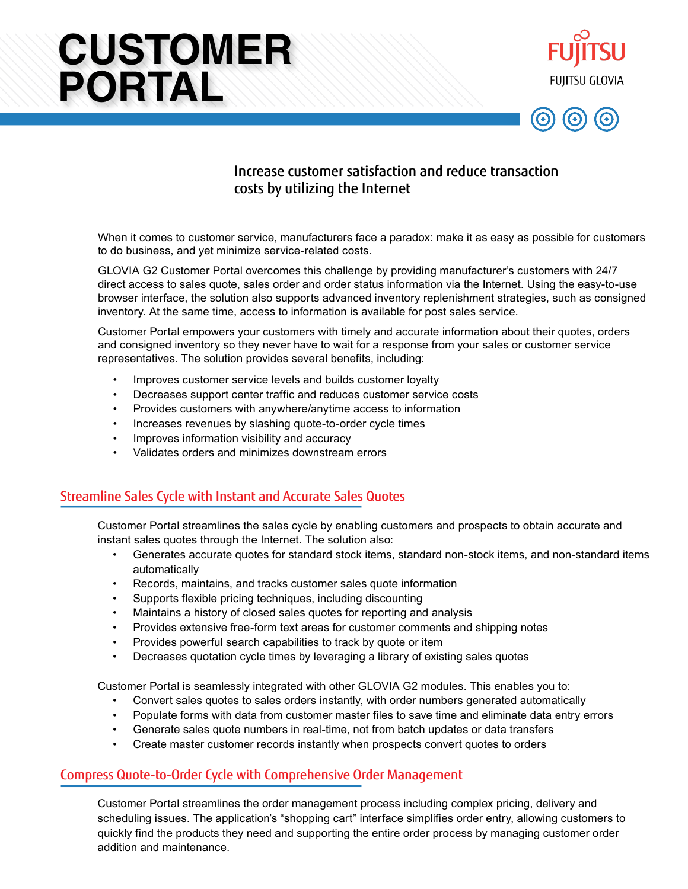# CUSTOMER PORTAL

FUJITSU

FUJITSU GLOVIA

### Increase customer satisfaction and reduce transaction costs by utilizing the Internet

When it comes to customer service, manufacturers face a paradox: make it as easy as possible for customers to do business, and yet minimize service-related costs.

GLOVIA G2 Customer Portal overcomes this challenge by providing manufacturer's customers with 24/7 direct access to sales quote, sales order and order status information via the Internet. Using the easy-to-use browser interface, the solution also supports advanced inventory replenishment strategies, such as consigned inventory. At the same time, access to information is available for post sales service.

Customer Portal empowers your customers with timely and accurate information about their quotes, orders and consigned inventory so they never have to wait for a response from your sales or customer service representatives. The solution provides several benefits, including:

- Improves customer service levels and builds customer loyalty
- Decreases support center traffic and reduces customer service costs
- Provides customers with anywhere/anytime access to information
- Increases revenues by slashing quote-to-order cycle times
- Improves information visibility and accuracy
- Validates orders and minimizes downstream errors

## Streamline Sales Cycle with Instant and Accurate Sales Quotes

Customer Portal streamlines the sales cycle by enabling customers and prospects to obtain accurate and instant sales quotes through the Internet. The solution also:

- Generates accurate quotes for standard stock items, standard non-stock items, and non-standard items automatically
- Records, maintains, and tracks customer sales quote information
- Supports flexible pricing techniques, including discounting
- Maintains a history of closed sales quotes for reporting and analysis
- Provides extensive free-form text areas for customer comments and shipping notes
- Provides powerful search capabilities to track by quote or item
- Decreases quotation cycle times by leveraging a library of existing sales quotes

Customer Portal is seamlessly integrated with other GLOVIA G2 modules. This enables you to:

- Convert sales quotes to sales orders instantly, with order numbers generated automatically
- Populate forms with data from customer master files to save time and eliminate data entry errors
- Generate sales quote numbers in real-time, not from batch updates or data transfers
- Create master customer records instantly when prospects convert quotes to orders

## Compress Quote-to-Order Cycle with Comprehensive Order Management

Customer Portal streamlines the order management process including complex pricing, delivery and scheduling issues. The application's "shopping cart" interface simplifies order entry, allowing customers to quickly find the products they need and supporting the entire order process by managing customer order addition and maintenance.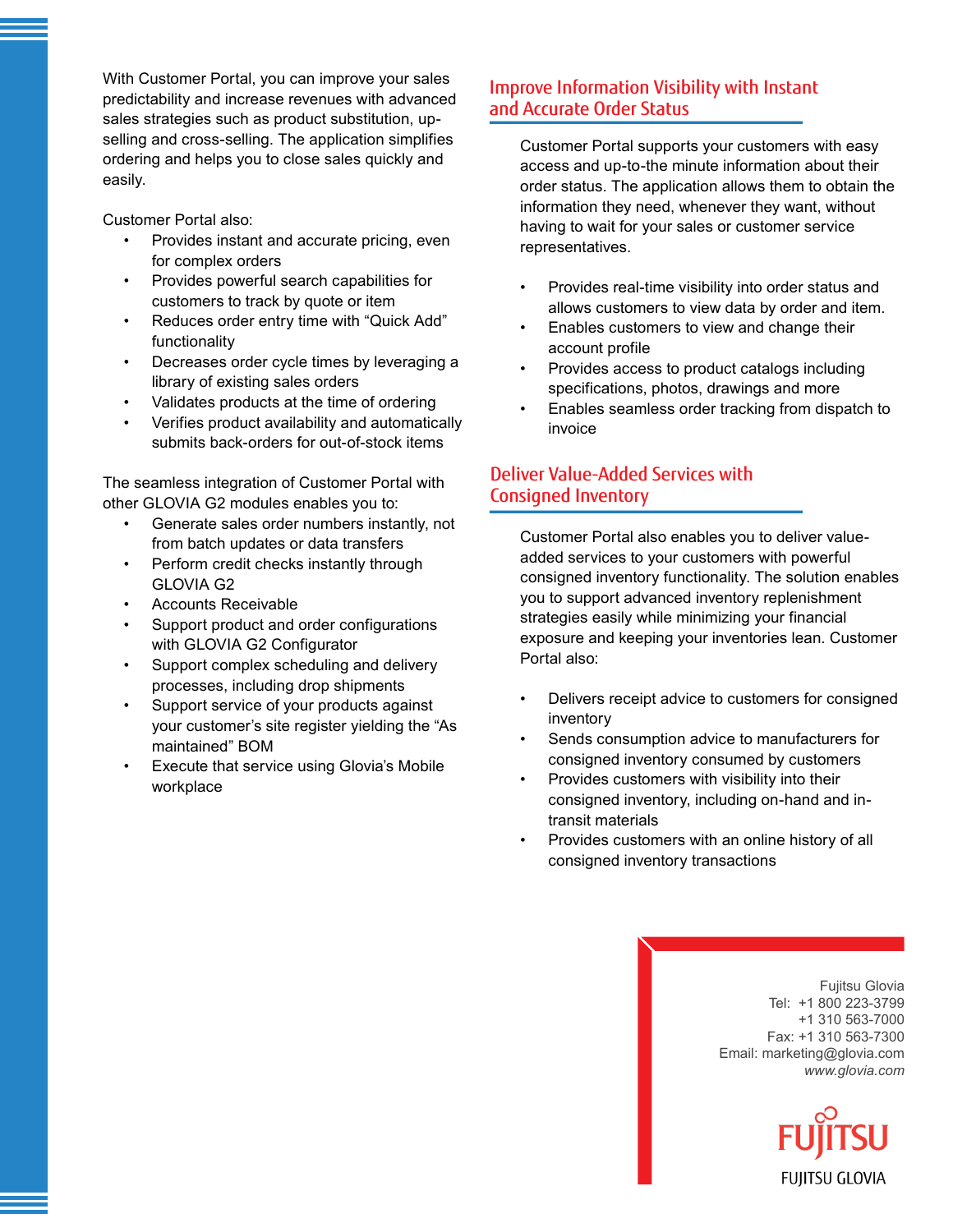With Customer Portal, you can improve your sales predictability and increase revenues with advanced sales strategies such as product substitution, up-selling and cross-selling. The application simplifies ordering and helps you to close sales quickly and easily.

Customer Portal also:

- Provides instant and accurate pricing, even for complex orders
- Provides powerful search capabilities for customers to track by quote or item
- Reduces order entry time with "Quick Add" functionality
- Decreases order cycle times by leveraging a library of existing sales orders
- Validates products at the time of ordering
- Verifies product availability and automatically submits back-orders for out-of-stock items

The seamless integration of Customer Portal with other GLOVIA G2 modules enables you to:

- Generate sales order numbers instantly, not from batch updates or data transfers
- Perform credit checks instantly through GLOVIA G2
- Accounts Receivable
- Support product and order configurations with GLOVIA G2 Configurator
- Support complex scheduling and delivery processes, including drop shipments
- Support service of your products against your customer's site register yielding the "As maintained" BOM
- Execute that service using Glovia's Mobile workplace

## Improve Information Visibility with Instant and Accurate Order Status

Customer Portal supports your customers with easy access and up-to-the minute information about their order status. The application allows them to obtain the information they need, whenever they want, without having to wait for your sales or customer service representatives.

- Provides real-time visibility into order status and allows customers to view data by order and item.
- Enables customers to view and change their account profile
- Provides access to product catalogs including specifications, photos, drawings and more
- Enables seamless order tracking from dispatch to invoice

## Deliver Value-Added Services with Consigned Inventory

Customer Portal also enables you to deliver value-added services to your customers with powerful consigned inventory functionality. The solution enables you to support advanced inventory replenishment strategies easily while minimizing your financial exposure and keeping your inventories lean. Customer Portal also:

- Delivers receipt advice to customers for consigned inventory
- Sends consumption advice to manufacturers for consigned inventory consumed by customers
- Provides customers with visibility into their consigned inventory, including on-hand and in-transit materials
- Provides customers with an online history of all consigned inventory transactions

Fujitsu Glovia
Tel: +1 800 223-3799
+1 310 563-7000
Fax: +1 310 563-7300
Email: marketing@glovia.com
*www.glovia.com*

FUJITSU

FUJITSU GLOVIA